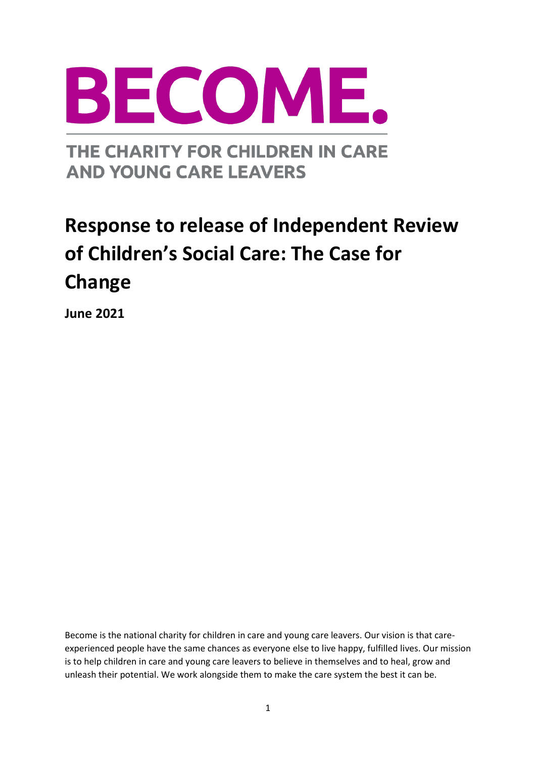# BECOME.

THE CHARITY FOR CHILDREN IN CARE AND YOUNG CARE LEAVERS

# Response to release of Independent Review of Children's Social Care: The Case for Change

**June 2021**

Become is the national charity for children in care and young care leavers. Our vision is that care-experienced people have the same chances as everyone else to live happy, fulfilled lives. Our mission is to help children in care and young care leavers to believe in themselves and to heal, grow and unleash their potential. We work alongside them to make the care system the best it can be.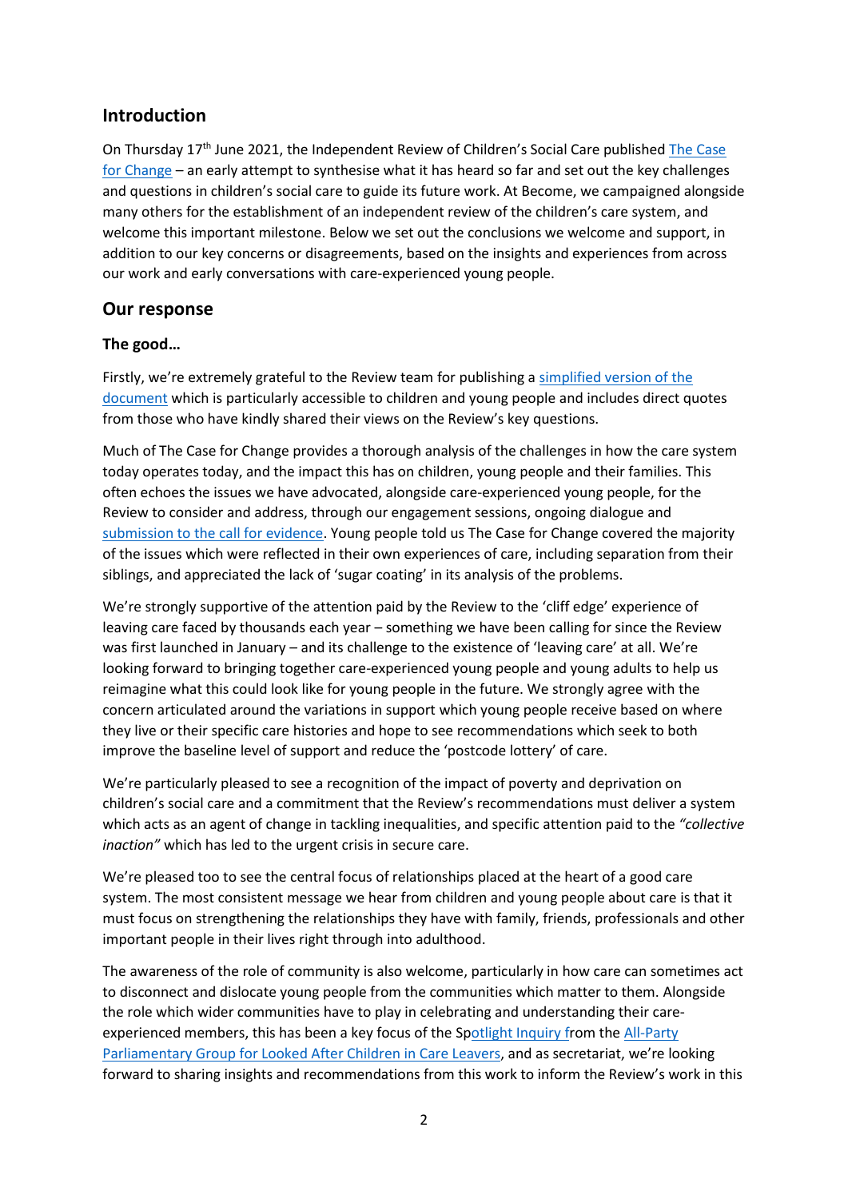## Introduction

On Thursday 17th June 2021, the Independent Review of Children's Social Care published The Case for Change – an early attempt to synthesise what it has heard so far and set out the key challenges and questions in children's social care to guide its future work. At Become, we campaigned alongside many others for the establishment of an independent review of the children's care system, and welcome this important milestone. Below we set out the conclusions we welcome and support, in addition to our key concerns or disagreements, based on the insights and experiences from across our work and early conversations with care-experienced young people.

## Our response

### The good…

Firstly, we're extremely grateful to the Review team for publishing a simplified version of the document which is particularly accessible to children and young people and includes direct quotes from those who have kindly shared their views on the Review's key questions.

Much of The Case for Change provides a thorough analysis of the challenges in how the care system today operates today, and the impact this has on children, young people and their families. This often echoes the issues we have advocated, alongside care-experienced young people, for the Review to consider and address, through our engagement sessions, ongoing dialogue and submission to the call for evidence. Young people told us The Case for Change covered the majority of the issues which were reflected in their own experiences of care, including separation from their siblings, and appreciated the lack of 'sugar coating' in its analysis of the problems.

We're strongly supportive of the attention paid by the Review to the 'cliff edge' experience of leaving care faced by thousands each year – something we have been calling for since the Review was first launched in January – and its challenge to the existence of 'leaving care' at all. We're looking forward to bringing together care-experienced young people and young adults to help us reimagine what this could look like for young people in the future. We strongly agree with the concern articulated around the variations in support which young people receive based on where they live or their specific care histories and hope to see recommendations which seek to both improve the baseline level of support and reduce the 'postcode lottery' of care.

We're particularly pleased to see a recognition of the impact of poverty and deprivation on children's social care and a commitment that the Review's recommendations must deliver a system which acts as an agent of change in tackling inequalities, and specific attention paid to the *"collective inaction"* which has led to the urgent crisis in secure care.

We're pleased too to see the central focus of relationships placed at the heart of a good care system. The most consistent message we hear from children and young people about care is that it must focus on strengthening the relationships they have with family, friends, professionals and other important people in their lives right through into adulthood.

The awareness of the role of community is also welcome, particularly in how care can sometimes act to disconnect and dislocate young people from the communities which matter to them. Alongside the role which wider communities have to play in celebrating and understanding their care-experienced members, this has been a key focus of the Spotlight Inquiry from the All-Party Parliamentary Group for Looked After Children in Care Leavers, and as secretariat, we're looking forward to sharing insights and recommendations from this work to inform the Review's work in this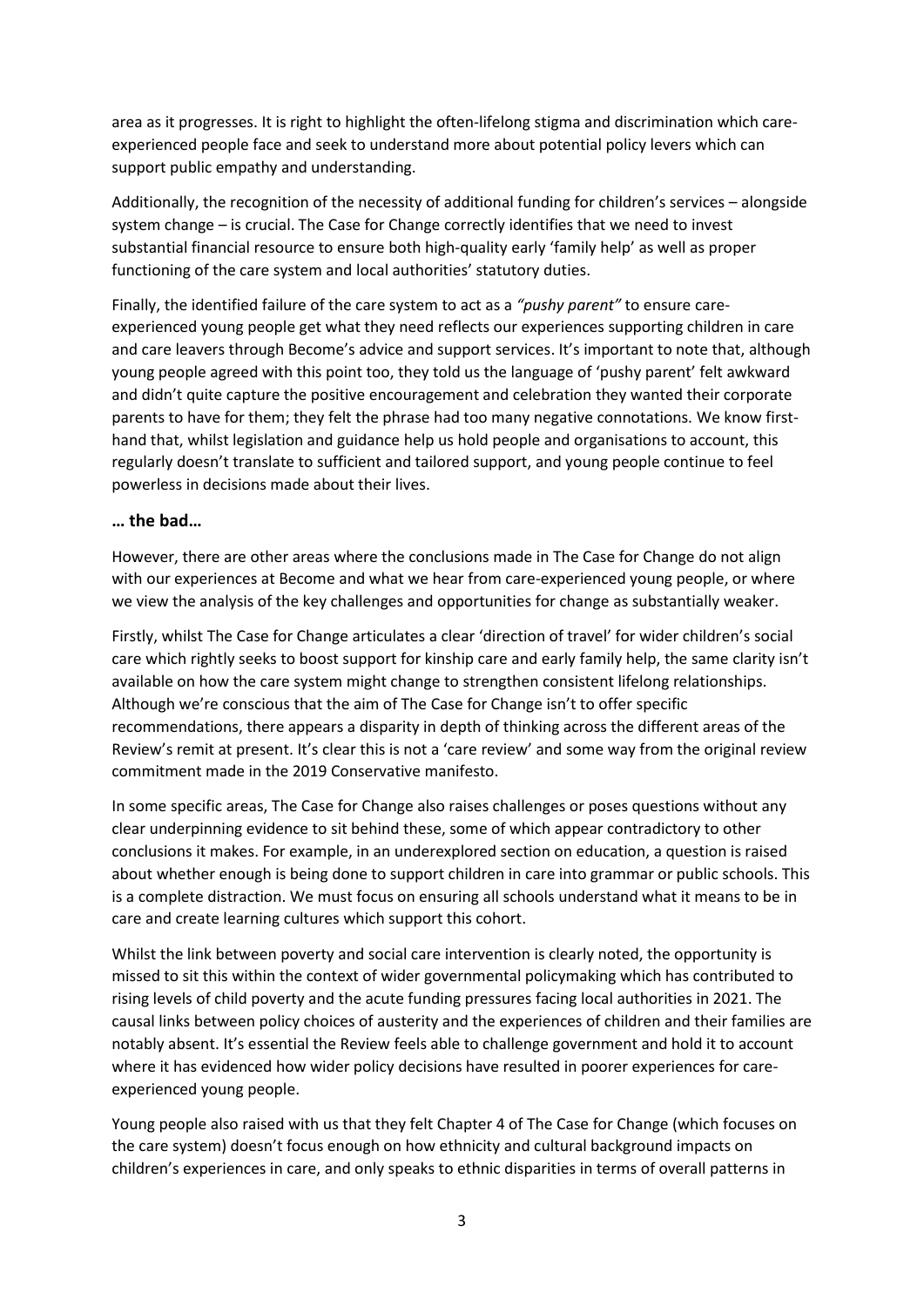area as it progresses. It is right to highlight the often-lifelong stigma and discrimination which care-experienced people face and seek to understand more about potential policy levers which can support public empathy and understanding.

Additionally, the recognition of the necessity of additional funding for children's services – alongside system change – is crucial. The Case for Change correctly identifies that we need to invest substantial financial resource to ensure both high-quality early 'family help' as well as proper functioning of the care system and local authorities' statutory duties.

Finally, the identified failure of the care system to act as a *"pushy parent"* to ensure care-experienced young people get what they need reflects our experiences supporting children in care and care leavers through Become's advice and support services. It's important to note that, although young people agreed with this point too, they told us the language of 'pushy parent' felt awkward and didn't quite capture the positive encouragement and celebration they wanted their corporate parents to have for them; they felt the phrase had too many negative connotations. We know first-hand that, whilst legislation and guidance help us hold people and organisations to account, this regularly doesn't translate to sufficient and tailored support, and young people continue to feel powerless in decisions made about their lives.

### … the bad…

However, there are other areas where the conclusions made in The Case for Change do not align with our experiences at Become and what we hear from care-experienced young people, or where we view the analysis of the key challenges and opportunities for change as substantially weaker.

Firstly, whilst The Case for Change articulates a clear 'direction of travel' for wider children's social care which rightly seeks to boost support for kinship care and early family help, the same clarity isn't available on how the care system might change to strengthen consistent lifelong relationships. Although we're conscious that the aim of The Case for Change isn't to offer specific recommendations, there appears a disparity in depth of thinking across the different areas of the Review's remit at present. It's clear this is not a 'care review' and some way from the original review commitment made in the 2019 Conservative manifesto.

In some specific areas, The Case for Change also raises challenges or poses questions without any clear underpinning evidence to sit behind these, some of which appear contradictory to other conclusions it makes. For example, in an underexplored section on education, a question is raised about whether enough is being done to support children in care into grammar or public schools. This is a complete distraction. We must focus on ensuring all schools understand what it means to be in care and create learning cultures which support this cohort.

Whilst the link between poverty and social care intervention is clearly noted, the opportunity is missed to sit this within the context of wider governmental policymaking which has contributed to rising levels of child poverty and the acute funding pressures facing local authorities in 2021. The causal links between policy choices of austerity and the experiences of children and their families are notably absent. It's essential the Review feels able to challenge government and hold it to account where it has evidenced how wider policy decisions have resulted in poorer experiences for care-experienced young people.

Young people also raised with us that they felt Chapter 4 of The Case for Change (which focuses on the care system) doesn't focus enough on how ethnicity and cultural background impacts on children's experiences in care, and only speaks to ethnic disparities in terms of overall patterns in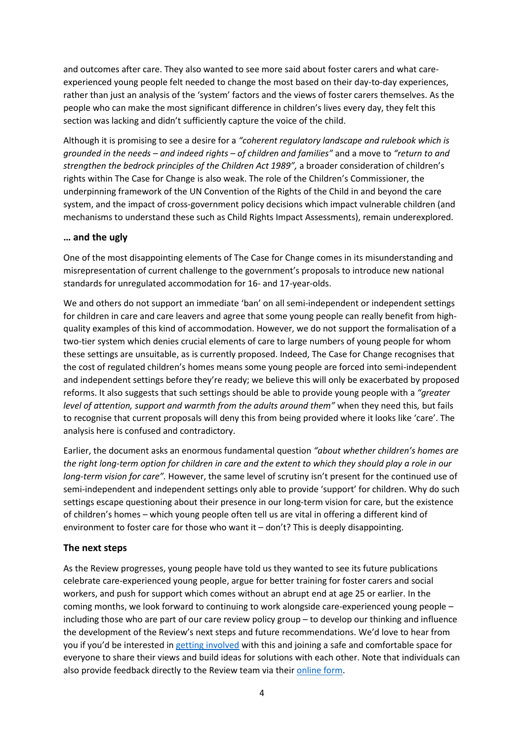and outcomes after care. They also wanted to see more said about foster carers and what care-experienced young people felt needed to change the most based on their day-to-day experiences, rather than just an analysis of the 'system' factors and the views of foster carers themselves. As the people who can make the most significant difference in children's lives every day, they felt this section was lacking and didn't sufficiently capture the voice of the child.

Although it is promising to see a desire for a *"coherent regulatory landscape and rulebook which is grounded in the needs – and indeed rights – of children and families"* and a move to *"return to and strengthen the bedrock principles of the Children Act 1989",* a broader consideration of children's rights within The Case for Change is also weak. The role of the Children's Commissioner, the underpinning framework of the UN Convention of the Rights of the Child in and beyond the care system, and the impact of cross-government policy decisions which impact vulnerable children (and mechanisms to understand these such as Child Rights Impact Assessments), remain underexplored.

### … and the ugly

One of the most disappointing elements of The Case for Change comes in its misunderstanding and misrepresentation of current challenge to the government's proposals to introduce new national standards for unregulated accommodation for 16- and 17-year-olds.

We and others do not support an immediate 'ban' on all semi-independent or independent settings for children in care and care leavers and agree that some young people can really benefit from high-quality examples of this kind of accommodation. However, we do not support the formalisation of a two-tier system which denies crucial elements of care to large numbers of young people for whom these settings are unsuitable, as is currently proposed. Indeed, The Case for Change recognises that the cost of regulated children's homes means some young people are forced into semi-independent and independent settings before they're ready; we believe this will only be exacerbated by proposed reforms. It also suggests that such settings should be able to provide young people with a *"greater level of attention, support and warmth from the adults around them"* when they need this*,* but fails to recognise that current proposals will deny this from being provided where it looks like 'care'. The analysis here is confused and contradictory.

Earlier, the document asks an enormous fundamental question *"about whether children's homes are the right long-term option for children in care and the extent to which they should play a role in our long-term vision for care".* However, the same level of scrutiny isn't present for the continued use of semi-independent and independent settings only able to provide 'support' for children. Why do such settings escape questioning about their presence in our long-term vision for care, but the existence of children's homes – which young people often tell us are vital in offering a different kind of environment to foster care for those who want it – don't? This is deeply disappointing.

### The next steps

As the Review progresses, young people have told us they wanted to see its future publications celebrate care-experienced young people, argue for better training for foster carers and social workers, and push for support which comes without an abrupt end at age 25 or earlier. In the coming months, we look forward to continuing to work alongside care-experienced young people – including those who are part of our care review policy group – to develop our thinking and influence the development of the Review's next steps and future recommendations. We'd love to hear from you if you'd be interested in getting involved with this and joining a safe and comfortable space for everyone to share their views and build ideas for solutions with each other. Note that individuals can also provide feedback directly to the Review team via their online form.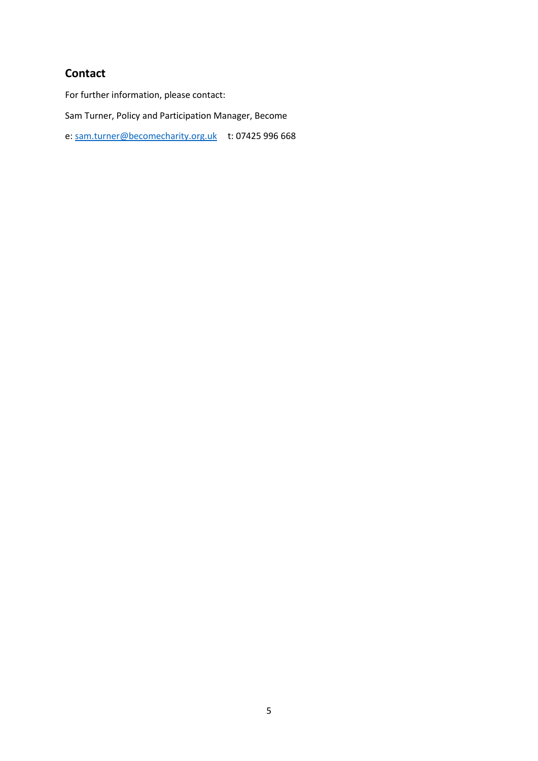## Contact

For further information, please contact:

Sam Turner, Policy and Participation Manager, Become

e: sam.turner@becomecharity.org.uk t: 07425 996 668